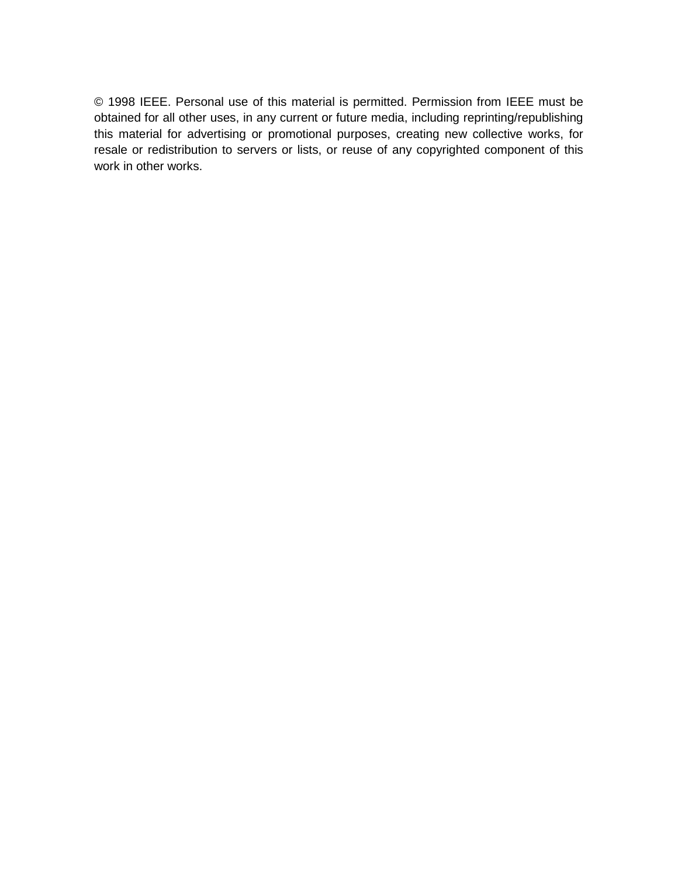© 1998 IEEE. Personal use of this material is permitted. Permission from IEEE must be obtained for all other uses, in any current or future media, including reprinting/republishing this material for advertising or promotional purposes, creating new collective works, for resale or redistribution to servers or lists, or reuse of any copyrighted component of this work in other works.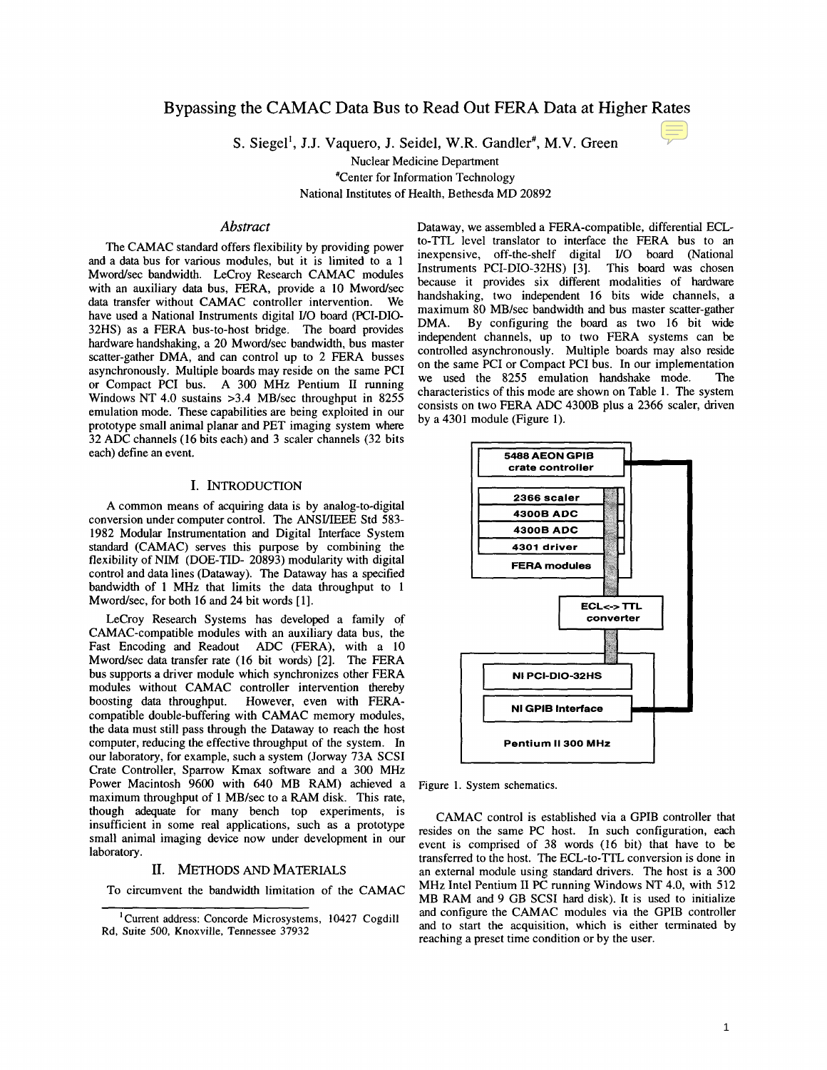# Bypassing the CAMAC Data Bus to Read Out FERA Data at Higher Rates

S. Siegel[1], J.J. Vaquero, J. Seidel, W.R. Gandler[#], M.V. Green

Nuclear Medicine Department

[#]Center for Information Technology

National Institutes of Health, Bethesda MD 20892

### *Abstract*

The CAMAC standard offers flexibility by providing power and a data bus for various modules, but it is limited to a 1 Mword/sec bandwidth. LeCroy Research CAMAC modules with an auxiliary data bus, FERA, provide a 10 Mword/sec data transfer without CAMAC controller intervention. We have used a National Instruments digital I/O board (PCI-DIO-32HS) as a FERA bus-to-host bridge. The board provides hardware handshaking, a 20 Mword/sec bandwidth, bus master scatter-gather DMA, and can control up to 2 FERA busses asynchronously. Multiple boards may reside on the same PCI or Compact PCI bus. A 300 MHz Pentium II running Windows NT 4.0 sustains >3.4 MB/sec throughput in 8255 emulation mode. These capabilities are being exploited in our prototype small animal planar and PET imaging system where 32 ADC channels (16 bits each) and 3 scaler channels (32 bits each) define an event.

## I. Introduction

A common means of acquiring data is by analog-to-digital conversion under computer control. The ANSI/IEEE Std 583-1982 Modular Instrumentation and Digital Interface System standard (CAMAC) serves this purpose by combining the flexibility of NIM (DOE-TID- 20893) modularity with digital control and data lines (Dataway). The Dataway has a specified bandwidth of 1 MHz that limits the data throughput to 1 Mword/sec, for both 16 and 24 bit words [1].

LeCroy Research Systems has developed a family of CAMAC-compatible modules with an auxiliary data bus, the Fast Encoding and Readout ADC (FERA), with a 10 Mword/sec data transfer rate (16 bit words) [2]. The FERA bus supports a driver module which synchronizes other FERA modules without CAMAC controller intervention thereby boosting data throughput. However, even with FERA-compatible double-buffering with CAMAC memory modules, the data must still pass through the Dataway to reach the host computer, reducing the effective throughput of the system. In our laboratory, for example, such a system (Jorway 73A SCSI Crate Controller, Sparrow Kmax software and a 300 MHz Power Macintosh 9600 with 640 MB RAM) achieved a maximum throughput of 1 MB/sec to a RAM disk. This rate, though adequate for many bench top experiments, is insufficient in some real applications, such as a prototype small animal imaging device now under development in our laboratory.

## II. Methods and Materials

To circumvent the bandwidth limitation of the CAMAC Dataway, we assembled a FERA-compatible, differential ECL-to-TTL level translator to interface the FERA bus to an inexpensive, off-the-shelf digital I/O board (National Instruments PCI-DIO-32HS) [3]. This board was chosen because it provides six different modalities of hardware handshaking, two independent 16 bits wide channels, a maximum 80 MB/sec bandwidth and bus master scatter-gather DMA. By configuring the board as two 16 bit wide independent channels, up to two FERA systems can be controlled asynchronously. Multiple boards may also reside on the same PCI or Compact PCI bus. In our implementation we used the 8255 emulation handshake mode. The characteristics of this mode are shown on Table 1. The system consists on two FERA ADC 4300B plus a 2366 scaler, driven by a 4301 module (Figure 1).

Figure 1. System schematics.

CAMAC control is established via a GPIB controller that resides on the same PC host. In such configuration, each event is comprised of 38 words (16 bit) that have to be transferred to the host. The ECL-to-TTL conversion is done in an external module using standard drivers. The host is a 300 MHz Intel Pentium II PC running Windows NT 4.0, with 512 MB RAM and 9 GB SCSI hard disk). It is used to initialize and configure the CAMAC modules via the GPIB controller and to start the acquisition, which is either terminated by reaching a preset time condition or by the user.

[1]Current address: Concorde Microsystems, 10427 Cogdill Rd, Suite 500, Knoxville, Tennessee 37932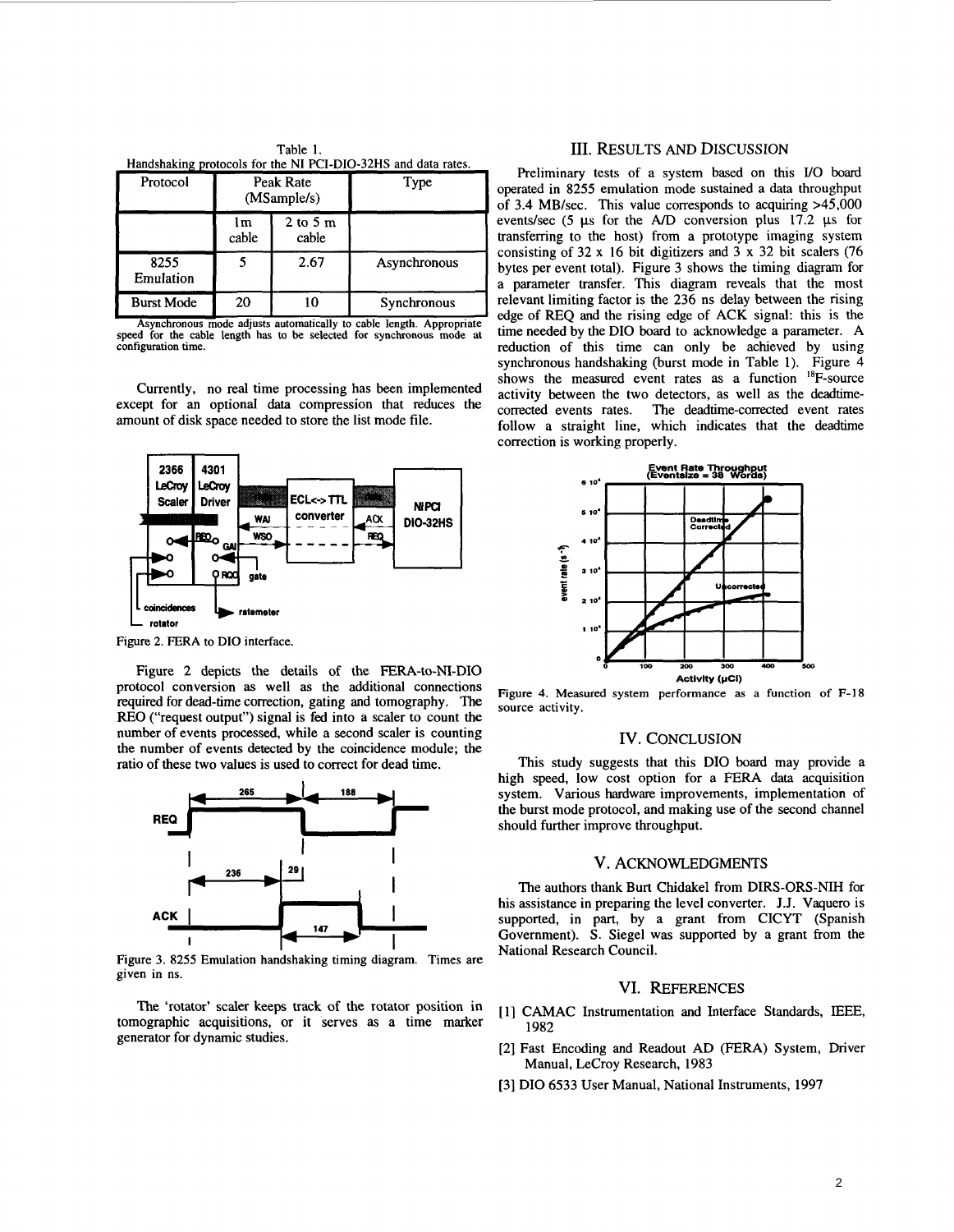Table 1.
Handshaking protocols for the NI PCI-DIO-32HS and data rates.

| Protocol | Peak Rate (MSample/s) | | Type |
|---|---|---|---|
| | 1m cable | 2 to 5 m cable | |
| 8255 Emulation | 5 | 2.67 | Asynchronous |
| Burst Mode | 20 | 10 | Synchronous |

Asynchronous mode adjusts automatically to cable length. Appropriate speed for the cable length has to be selected for synchronous mode at configuration time.

Currently, no real time processing has been implemented except for an optional data compression that reduces the amount of disk space needed to store the list mode file.

2366 LeCroy Scaler
4301 LeCroy Driver
ECL<->TTL converter
NI PCI DIO-32HS
WAI
WSO
ACK
REQ
REO
GAI
RQO
gate
coincidences
rotator
ratemeter

Figure 2. FERA to DIO interface.

Figure 2 depicts the details of the FERA-to-NI-DIO protocol conversion as well as the additional connections required for dead-time correction, gating and tomography. The REO ("request output") signal is fed into a scaler to count the number of events processed, while a second scaler is counting the number of events detected by the coincidence module; the ratio of these two values is used to correct for dead time.

265
188
REQ
236
29
ACK
147

Figure 3. 8255 Emulation handshaking timing diagram. Times are given in ns.

The 'rotator' scaler keeps track of the rotator position in tomographic acquisitions, or it serves as a time marker generator for dynamic studies.

## III. Results and Discussion

Preliminary tests of a system based on this I/O board operated in 8255 emulation mode sustained a data throughput of 3.4 MB/sec. This value corresponds to acquiring >45,000 events/sec (5 µs for the A/D conversion plus 17.2 µs for transferring to the host) from a prototype imaging system consisting of 32 x 16 bit digitizers and 3 x 32 bit scalers (76 bytes per event total). Figure 3 shows the timing diagram for a parameter transfer. This diagram reveals that the most relevant limiting factor is the 236 ns delay between the rising edge of REQ and the rising edge of ACK signal: this is the time needed by the DIO board to acknowledge a parameter. A reduction of this time can only be achieved by using synchronous handshaking (burst mode in Table 1). Figure 4 shows the measured event rates as a function $^{18}$F-source activity between the two detectors, as well as the deadtime-corrected events rates. The deadtime-corrected event rates follow a straight line, which indicates that the deadtime correction is working properly.

Event Rate Throughput
(Eventsize = 38 Words)

6 10⁴
5 10⁴
4 10⁴
3 10⁴
2 10⁴
1 10⁴
0

event rate (s⁻¹)

Deadtime Corrected
Uncorrected

0 100 200 300 400 500
Activity (µCi)

Figure 4. Measured system performance as a function of F-18 source activity.

## IV. Conclusion

This study suggests that this DIO board may provide a high speed, low cost option for a FERA data acquisition system. Various hardware improvements, implementation of the burst mode protocol, and making use of the second channel should further improve throughput.

## V. Acknowledgments

The authors thank Burt Chidakel from DIRS-ORS-NIH for his assistance in preparing the level converter. J.J. Vaquero is supported, in part, by a grant from CICYT (Spanish Government). S. Siegel was supported by a grant from the National Research Council.

## VI. References

[1] CAMAC Instrumentation and Interface Standards, IEEE, 1982

[2] Fast Encoding and Readout AD (FERA) System, Driver Manual, LeCroy Research, 1983

[3] DIO 6533 User Manual, National Instruments, 1997